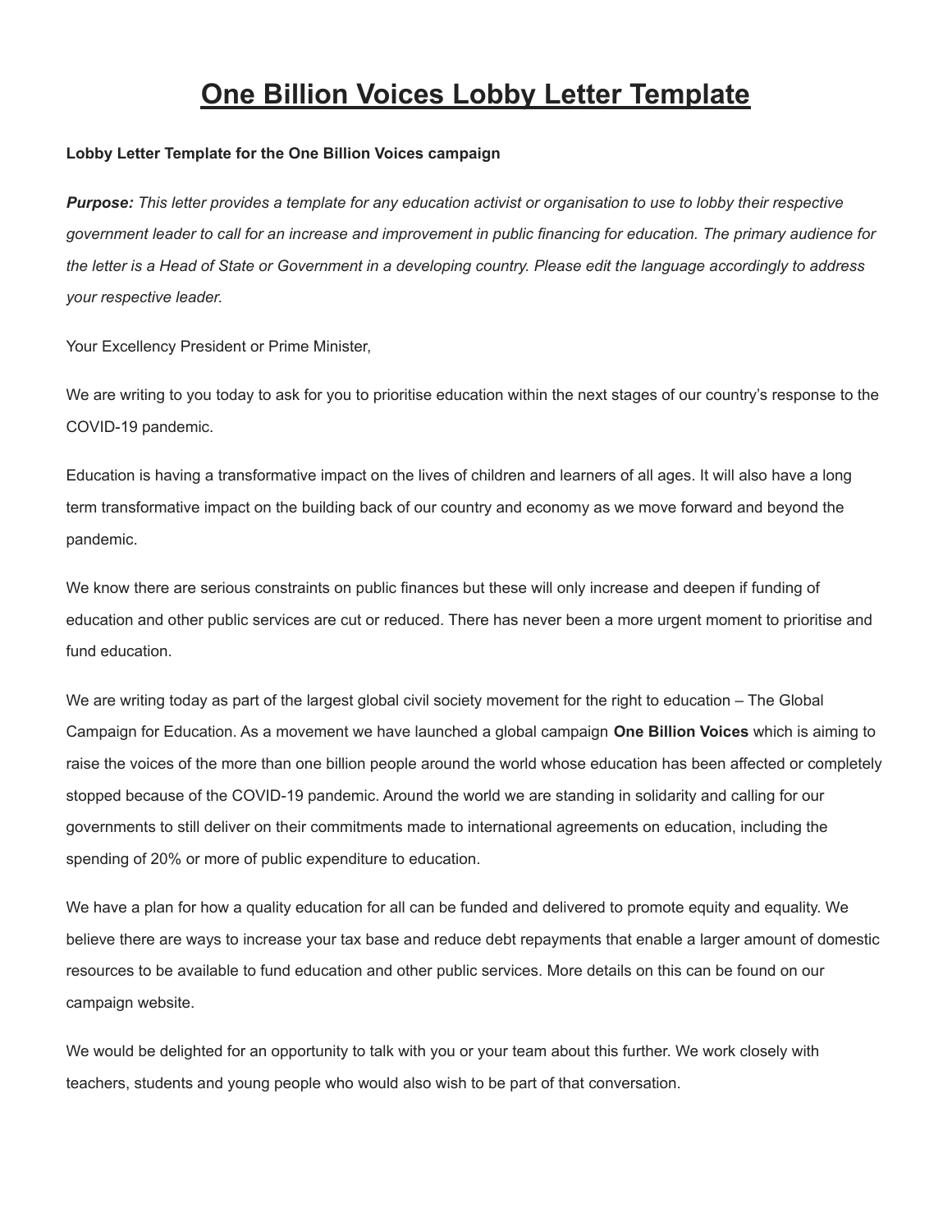# One Billion Voices Lobby Letter Template

**Lobby Letter Template for the One Billion Voices campaign**

***Purpose:*** *This letter provides a template for any education activist or organisation to use to lobby their respective government leader to call for an increase and improvement in public financing for education. The primary audience for the letter is a Head of State or Government in a developing country. Please edit the language accordingly to address your respective leader.*

Your Excellency President or Prime Minister,

We are writing to you today to ask for you to prioritise education within the next stages of our country's response to the COVID-19 pandemic.

Education is having a transformative impact on the lives of children and learners of all ages. It will also have a long term transformative impact on the building back of our country and economy as we move forward and beyond the pandemic.

We know there are serious constraints on public finances but these will only increase and deepen if funding of education and other public services are cut or reduced. There has never been a more urgent moment to prioritise and fund education.

We are writing today as part of the largest global civil society movement for the right to education – The Global Campaign for Education. As a movement we have launched a global campaign **One Billion Voices** which is aiming to raise the voices of the more than one billion people around the world whose education has been affected or completely stopped because of the COVID-19 pandemic. Around the world we are standing in solidarity and calling for our governments to still deliver on their commitments made to international agreements on education, including the spending of 20% or more of public expenditure to education.

We have a plan for how a quality education for all can be funded and delivered to promote equity and equality. We believe there are ways to increase your tax base and reduce debt repayments that enable a larger amount of domestic resources to be available to fund education and other public services. More details on this can be found on our campaign website.

We would be delighted for an opportunity to talk with you or your team about this further. We work closely with teachers, students and young people who would also wish to be part of that conversation.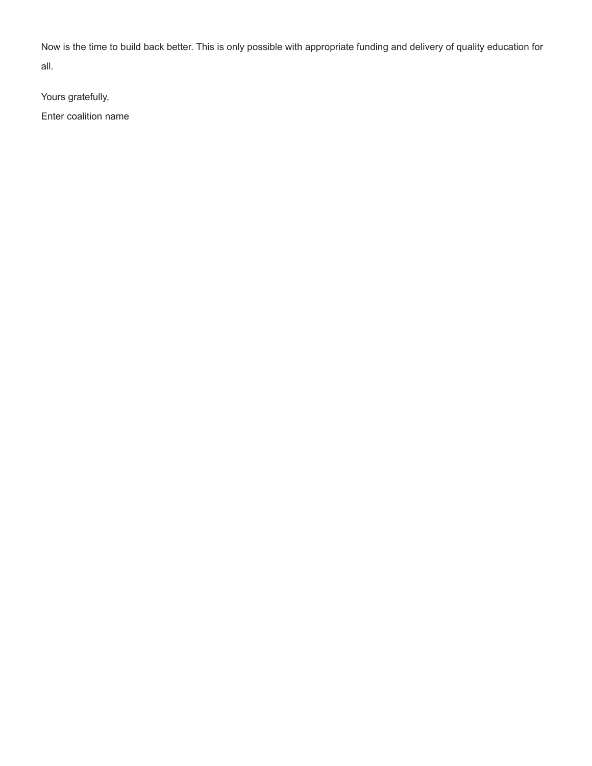Now is the time to build back better. This is only possible with appropriate funding and delivery of quality education for all.

Yours gratefully,

Enter coalition name